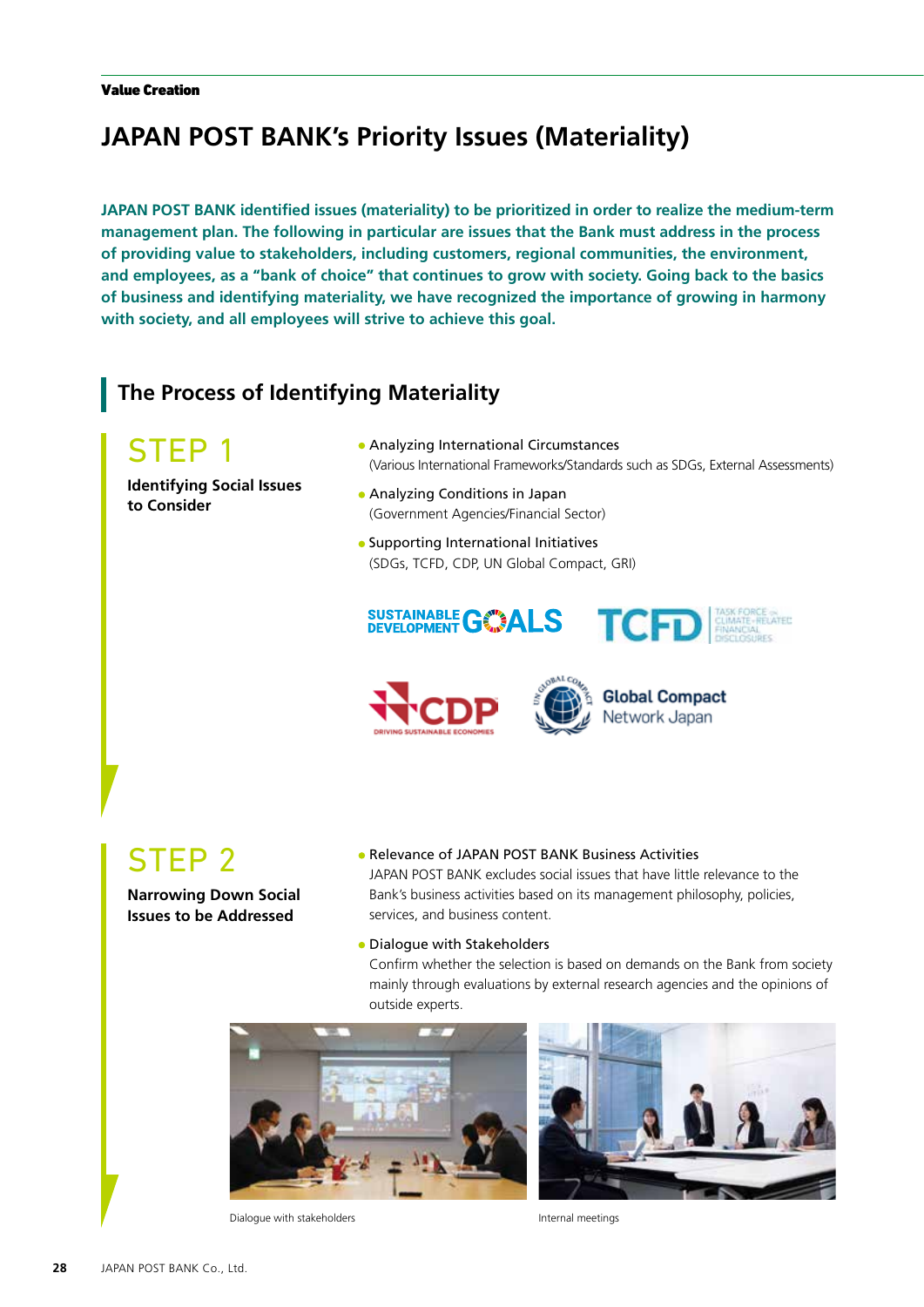Value Creation

# JAPAN POST BANK's Priority Issues (Materiality)

**JAPAN POST BANK identified issues (materiality) to be prioritized in order to realize the medium-term management plan. The following in particular are issues that the Bank must address in the process of providing value to stakeholders, including customers, regional communities, the environment, and employees, as a "bank of choice" that continues to grow with society. Going back to the basics of business and identifying materiality, we have recognized the importance of growing in harmony with society, and all employees will strive to achieve this goal.**

## The Process of Identifying Materiality

### STEP 1

**Identifying Social Issues to Consider**

- Analyzing International Circumstances
  (Various International Frameworks/Standards such as SDGs, External Assessments)
- Analyzing Conditions in Japan
  (Government Agencies/Financial Sector)
- Supporting International Initiatives
  (SDGs, TCFD, CDP, UN Global Compact, GRI)

### STEP 2

**Narrowing Down Social Issues to be Addressed**

- Relevance of JAPAN POST BANK Business Activities
  JAPAN POST BANK excludes social issues that have little relevance to the Bank's business activities based on its management philosophy, policies, services, and business content.
- Dialogue with Stakeholders
  Confirm whether the selection is based on demands on the Bank from society mainly through evaluations by external research agencies and the opinions of outside experts.

Dialogue with stakeholders

Internal meetings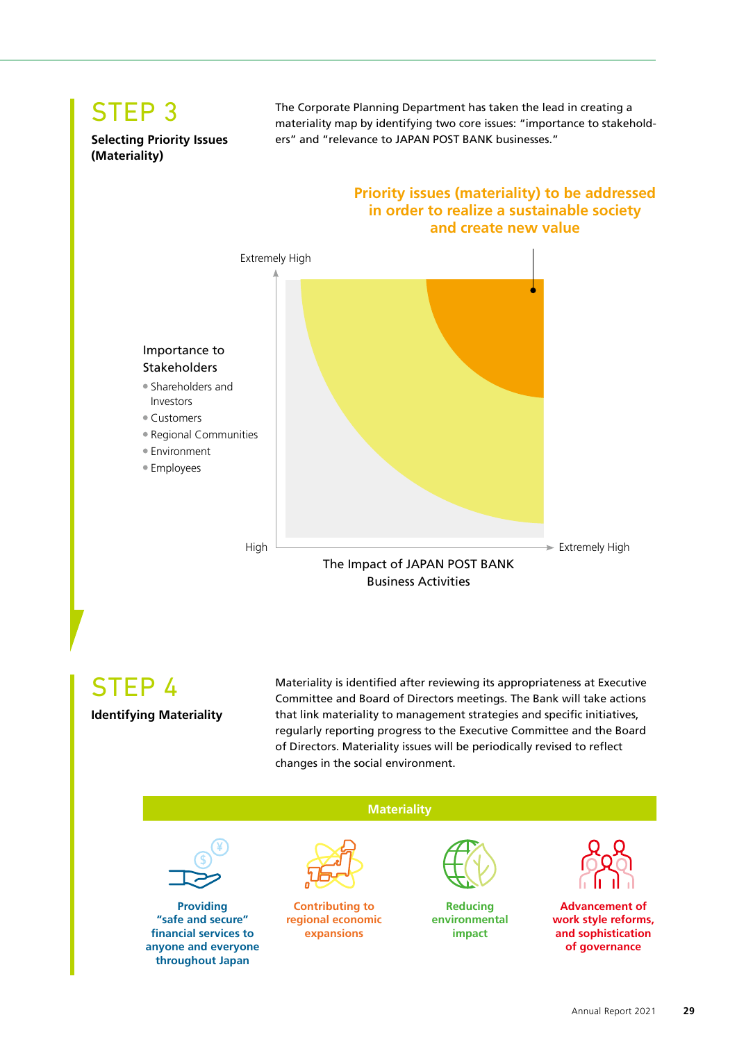## STEP 3

**Selecting Priority Issues (Materiality)**

The Corporate Planning Department has taken the lead in creating a materiality map by identifying two core issues: "importance to stakeholders" and "relevance to JAPAN POST BANK businesses."

**Priority issues (materiality) to be addressed in order to realize a sustainable society and create new value**

Extremely High

Importance to Stakeholders

- Shareholders and Investors
- Customers
- Regional Communities
- Environment
- Employees

High

Extremely High

The Impact of JAPAN POST BANK Business Activities

## STEP 4

**Identifying Materiality**

Materiality is identified after reviewing its appropriateness at Executive Committee and Board of Directors meetings. The Bank will take actions that link materiality to management strategies and specific initiatives, regularly reporting progress to the Executive Committee and the Board of Directors. Materiality issues will be periodically revised to reflect changes in the social environment.

**Materiality**

- **Providing "safe and secure" financial services to anyone and everyone throughout Japan**
- **Contributing to regional economic expansions**
- **Reducing environmental impact**
- **Advancement of work style reforms, and sophistication of governance**